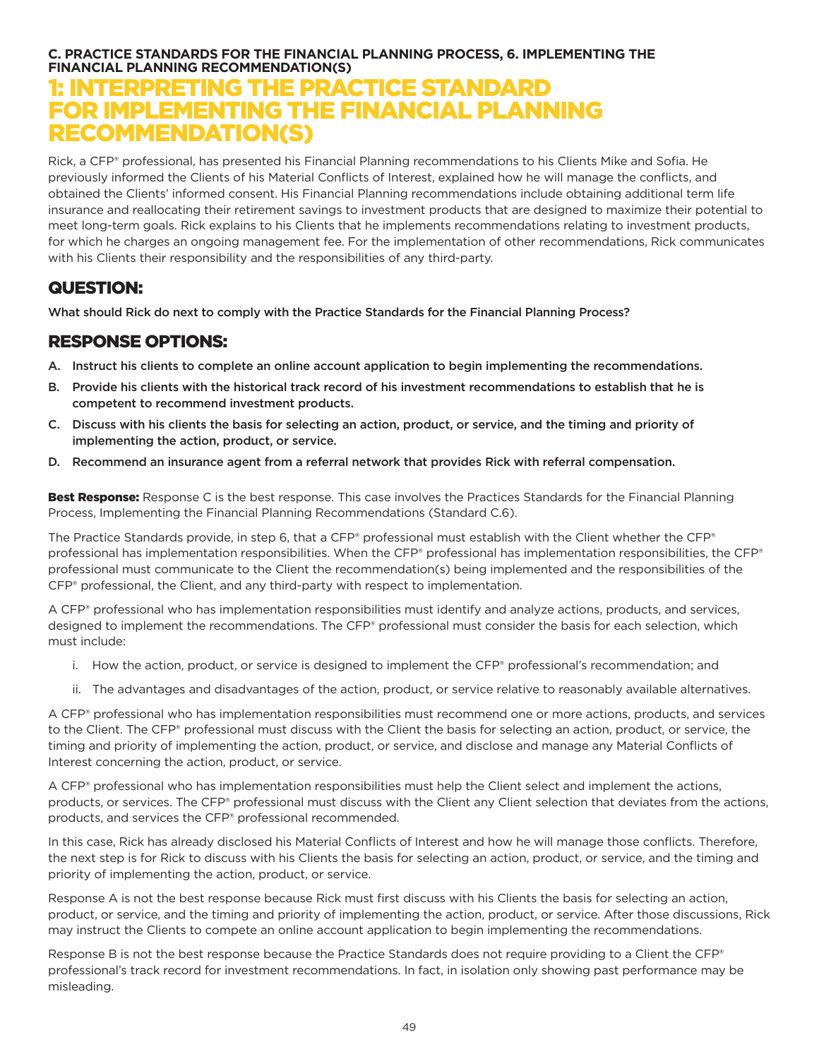**C. PRACTICE STANDARDS FOR THE FINANCIAL PLANNING PROCESS, 6. IMPLEMENTING THE FINANCIAL PLANNING RECOMMENDATION(S)**

# 1: INTERPRETING THE PRACTICE STANDARD FOR IMPLEMENTING THE FINANCIAL PLANNING RECOMMENDATION(S)

Rick, a CFP® professional, has presented his Financial Planning recommendations to his Clients Mike and Sofia. He previously informed the Clients of his Material Conflicts of Interest, explained how he will manage the conflicts, and obtained the Clients' informed consent. His Financial Planning recommendations include obtaining additional term life insurance and reallocating their retirement savings to investment products that are designed to maximize their potential to meet long-term goals. Rick explains to his Clients that he implements recommendations relating to investment products, for which he charges an ongoing management fee. For the implementation of other recommendations, Rick communicates with his Clients their responsibility and the responsibilities of any third-party.

## QUESTION:

**What should Rick do next to comply with the Practice Standards for the Financial Planning Process?**

## RESPONSE OPTIONS:

A. **Instruct his clients to complete an online account application to begin implementing the recommendations.**

B. **Provide his clients with the historical track record of his investment recommendations to establish that he is competent to recommend investment products.**

C. **Discuss with his clients the basis for selecting an action, product, or service, and the timing and priority of implementing the action, product, or service.**

D. **Recommend an insurance agent from a referral network that provides Rick with referral compensation.**

**Best Response:** Response C is the best response. This case involves the Practices Standards for the Financial Planning Process, Implementing the Financial Planning Recommendations (Standard C.6).

The Practice Standards provide, in step 6, that a CFP® professional must establish with the Client whether the CFP® professional has implementation responsibilities. When the CFP® professional has implementation responsibilities, the CFP® professional must communicate to the Client the recommendation(s) being implemented and the responsibilities of the CFP® professional, the Client, and any third-party with respect to implementation.

A CFP® professional who has implementation responsibilities must identify and analyze actions, products, and services, designed to implement the recommendations. The CFP® professional must consider the basis for each selection, which must include:

i. How the action, product, or service is designed to implement the CFP® professional's recommendation; and

ii. The advantages and disadvantages of the action, product, or service relative to reasonably available alternatives.

A CFP® professional who has implementation responsibilities must recommend one or more actions, products, and services to the Client. The CFP® professional must discuss with the Client the basis for selecting an action, product, or service, the timing and priority of implementing the action, product, or service, and disclose and manage any Material Conflicts of Interest concerning the action, product, or service.

A CFP® professional who has implementation responsibilities must help the Client select and implement the actions, products, or services. The CFP® professional must discuss with the Client any Client selection that deviates from the actions, products, and services the CFP® professional recommended.

In this case, Rick has already disclosed his Material Conflicts of Interest and how he will manage those conflicts. Therefore, the next step is for Rick to discuss with his Clients the basis for selecting an action, product, or service, and the timing and priority of implementing the action, product, or service.

Response A is not the best response because Rick must first discuss with his Clients the basis for selecting an action, product, or service, and the timing and priority of implementing the action, product, or service. After those discussions, Rick may instruct the Clients to compete an online account application to begin implementing the recommendations.

Response B is not the best response because the Practice Standards does not require providing to a Client the CFP® professional's track record for investment recommendations. In fact, in isolation only showing past performance may be misleading.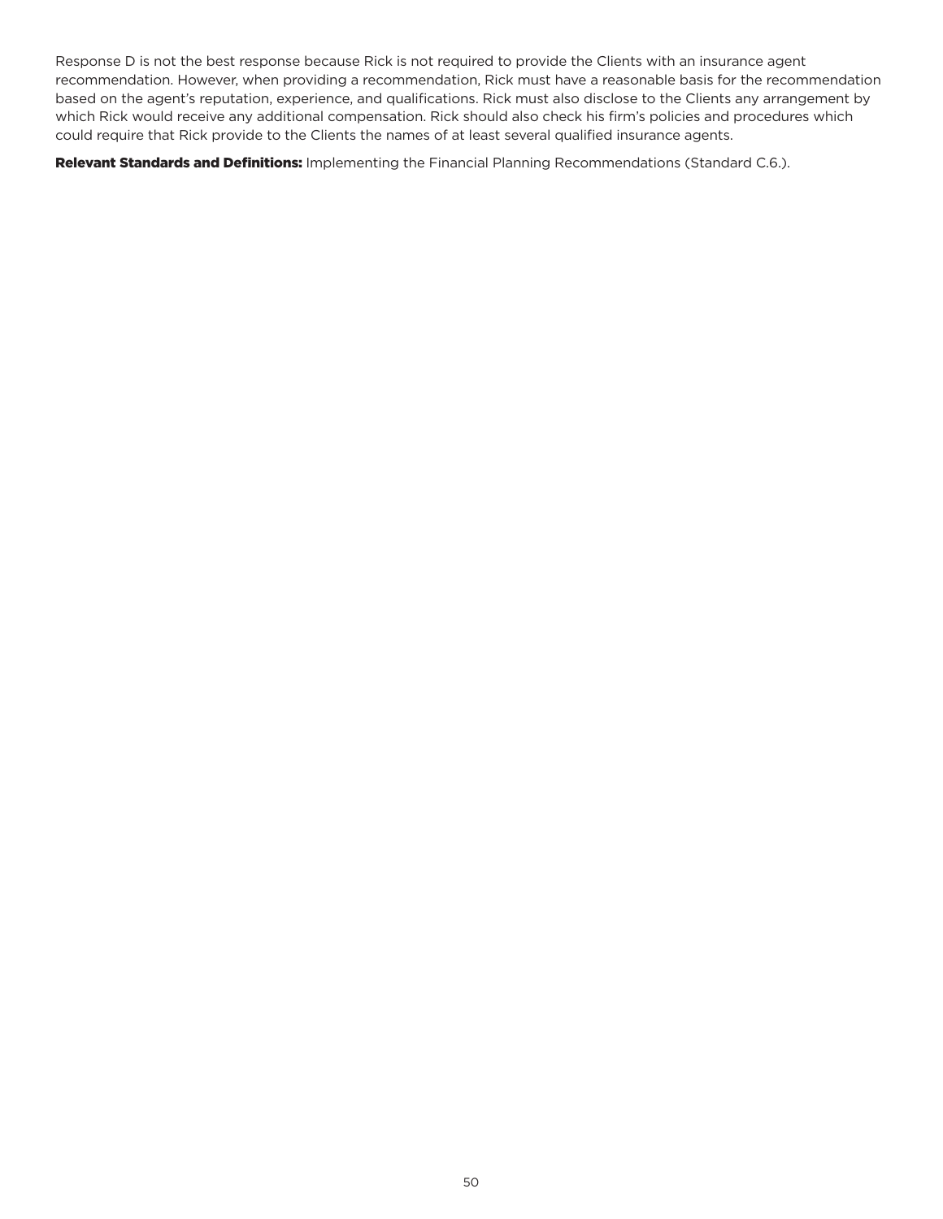Response D is not the best response because Rick is not required to provide the Clients with an insurance agent recommendation. However, when providing a recommendation, Rick must have a reasonable basis for the recommendation based on the agent's reputation, experience, and qualifications. Rick must also disclose to the Clients any arrangement by which Rick would receive any additional compensation. Rick should also check his firm's policies and procedures which could require that Rick provide to the Clients the names of at least several qualified insurance agents.

**Relevant Standards and Definitions:** Implementing the Financial Planning Recommendations (Standard C.6.).